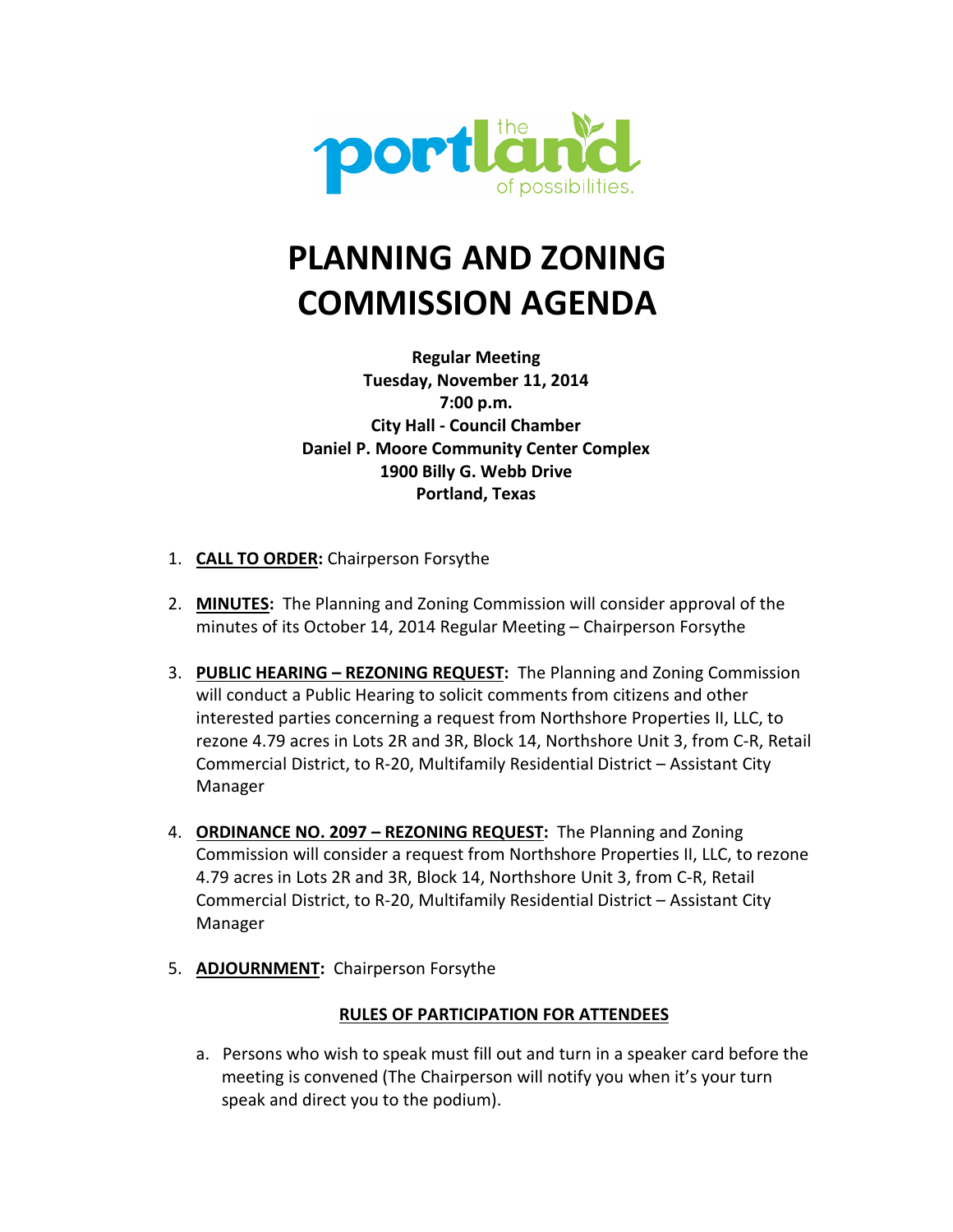the portland of possibilities.

# PLANNING AND ZONING COMMISSION AGENDA

**Regular Meeting**
**Tuesday, November 11, 2014**
**7:00 p.m.**
**City Hall - Council Chamber**
**Daniel P. Moore Community Center Complex**
**1900 Billy G. Webb Drive**
**Portland, Texas**

1. **CALL TO ORDER:** Chairperson Forsythe

2. **MINUTES:** The Planning and Zoning Commission will consider approval of the minutes of its October 14, 2014 Regular Meeting – Chairperson Forsythe

3. **PUBLIC HEARING – REZONING REQUEST:** The Planning and Zoning Commission will conduct a Public Hearing to solicit comments from citizens and other interested parties concerning a request from Northshore Properties II, LLC, to rezone 4.79 acres in Lots 2R and 3R, Block 14, Northshore Unit 3, from C-R, Retail Commercial District, to R-20, Multifamily Residential District – Assistant City Manager

4. **ORDINANCE NO. 2097 – REZONING REQUEST:** The Planning and Zoning Commission will consider a request from Northshore Properties II, LLC, to rezone 4.79 acres in Lots 2R and 3R, Block 14, Northshore Unit 3, from C-R, Retail Commercial District, to R-20, Multifamily Residential District – Assistant City Manager

5. **ADJOURNMENT:** Chairperson Forsythe

**RULES OF PARTICIPATION FOR ATTENDEES**

a. Persons who wish to speak must fill out and turn in a speaker card before the meeting is convened (The Chairperson will notify you when it's your turn speak and direct you to the podium).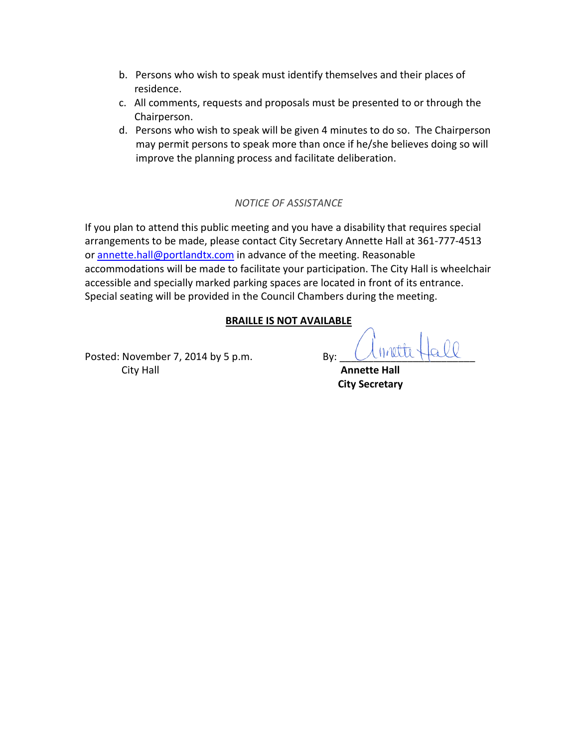b. Persons who wish to speak must identify themselves and their places of residence.
c. All comments, requests and proposals must be presented to or through the Chairperson.
d. Persons who wish to speak will be given 4 minutes to do so. The Chairperson may permit persons to speak more than once if he/she believes doing so will improve the planning process and facilitate deliberation.

*NOTICE OF ASSISTANCE*

If you plan to attend this public meeting and you have a disability that requires special arrangements to be made, please contact City Secretary Annette Hall at 361-777-4513 or annette.hall@portlandtx.com in advance of the meeting. Reasonable accommodations will be made to facilitate your participation. The City Hall is wheelchair accessible and specially marked parking spaces are located in front of its entrance. Special seating will be provided in the Council Chambers during the meeting.

**BRAILLE IS NOT AVAILABLE**

Posted: November 7, 2014 by 5 p.m.
City Hall

By: Annette Hall

**Annette Hall**
**City Secretary**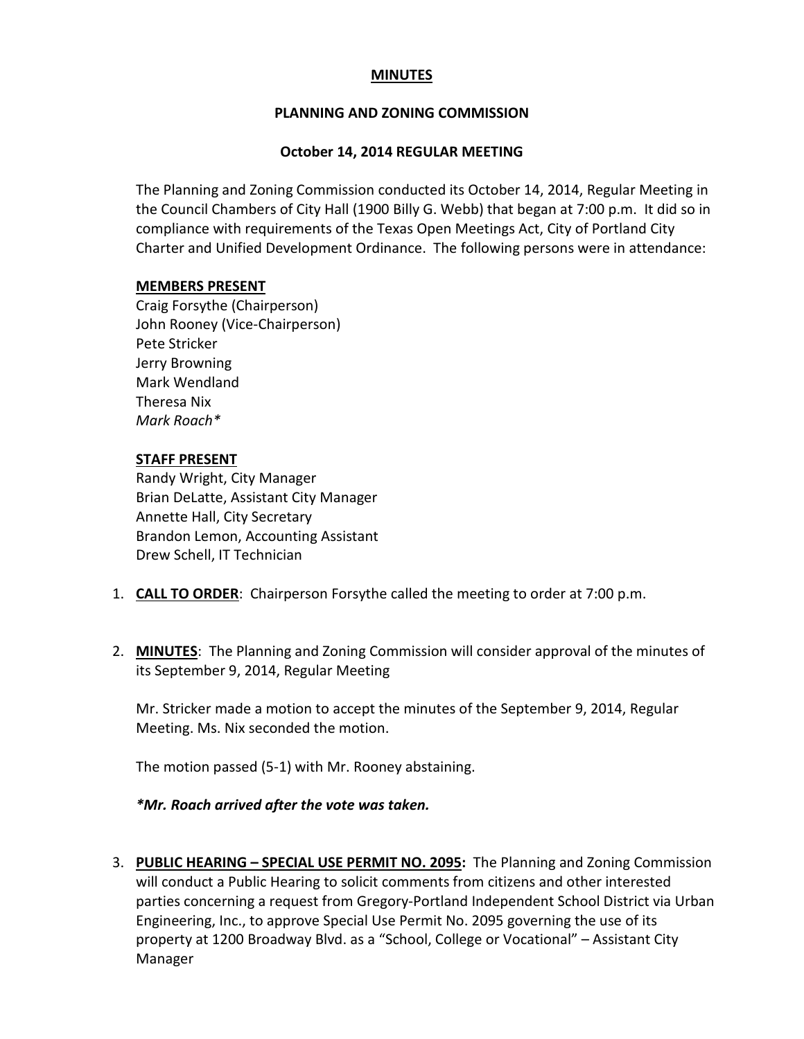# MINUTES

## PLANNING AND ZONING COMMISSION

### October 14, 2014 REGULAR MEETING

The Planning and Zoning Commission conducted its October 14, 2014, Regular Meeting in the Council Chambers of City Hall (1900 Billy G. Webb) that began at 7:00 p.m. It did so in compliance with requirements of the Texas Open Meetings Act, City of Portland City Charter and Unified Development Ordinance. The following persons were in attendance:

**MEMBERS PRESENT**

Craig Forsythe (Chairperson)
John Rooney (Vice-Chairperson)
Pete Stricker
Jerry Browning
Mark Wendland
Theresa Nix
*Mark Roach**

**STAFF PRESENT**

Randy Wright, City Manager
Brian DeLatte, Assistant City Manager
Annette Hall, City Secretary
Brandon Lemon, Accounting Assistant
Drew Schell, IT Technician

1. **CALL TO ORDER**: Chairperson Forsythe called the meeting to order at 7:00 p.m.

2. **MINUTES**: The Planning and Zoning Commission will consider approval of the minutes of its September 9, 2014, Regular Meeting

   Mr. Stricker made a motion to accept the minutes of the September 9, 2014, Regular Meeting. Ms. Nix seconded the motion.

   The motion passed (5-1) with Mr. Rooney abstaining.

   ***Mr. Roach arrived after the vote was taken.***

3. **PUBLIC HEARING – SPECIAL USE PERMIT NO. 2095:** The Planning and Zoning Commission will conduct a Public Hearing to solicit comments from citizens and other interested parties concerning a request from Gregory-Portland Independent School District via Urban Engineering, Inc., to approve Special Use Permit No. 2095 governing the use of its property at 1200 Broadway Blvd. as a "School, College or Vocational" – Assistant City Manager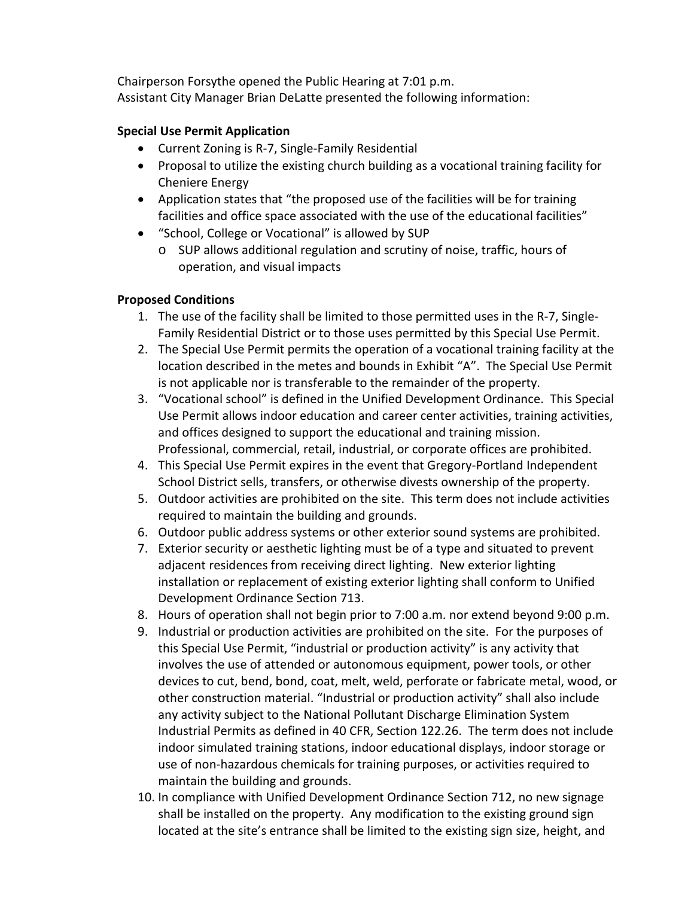Chairperson Forsythe opened the Public Hearing at 7:01 p.m.
Assistant City Manager Brian DeLatte presented the following information:

**Special Use Permit Application**

- Current Zoning is R-7, Single-Family Residential
- Proposal to utilize the existing church building as a vocational training facility for Cheniere Energy
- Application states that "the proposed use of the facilities will be for training facilities and office space associated with the use of the educational facilities"
- "School, College or Vocational" is allowed by SUP
    - SUP allows additional regulation and scrutiny of noise, traffic, hours of operation, and visual impacts

**Proposed Conditions**

1. The use of the facility shall be limited to those permitted uses in the R-7, Single-Family Residential District or to those uses permitted by this Special Use Permit.
2. The Special Use Permit permits the operation of a vocational training facility at the location described in the metes and bounds in Exhibit "A". The Special Use Permit is not applicable nor is transferable to the remainder of the property.
3. "Vocational school" is defined in the Unified Development Ordinance. This Special Use Permit allows indoor education and career center activities, training activities, and offices designed to support the educational and training mission. Professional, commercial, retail, industrial, or corporate offices are prohibited.
4. This Special Use Permit expires in the event that Gregory-Portland Independent School District sells, transfers, or otherwise divests ownership of the property.
5. Outdoor activities are prohibited on the site. This term does not include activities required to maintain the building and grounds.
6. Outdoor public address systems or other exterior sound systems are prohibited.
7. Exterior security or aesthetic lighting must be of a type and situated to prevent adjacent residences from receiving direct lighting. New exterior lighting installation or replacement of existing exterior lighting shall conform to Unified Development Ordinance Section 713.
8. Hours of operation shall not begin prior to 7:00 a.m. nor extend beyond 9:00 p.m.
9. Industrial or production activities are prohibited on the site. For the purposes of this Special Use Permit, "industrial or production activity" is any activity that involves the use of attended or autonomous equipment, power tools, or other devices to cut, bend, bond, coat, melt, weld, perforate or fabricate metal, wood, or other construction material. "Industrial or production activity" shall also include any activity subject to the National Pollutant Discharge Elimination System Industrial Permits as defined in 40 CFR, Section 122.26. The term does not include indoor simulated training stations, indoor educational displays, indoor storage or use of non-hazardous chemicals for training purposes, or activities required to maintain the building and grounds.
10. In compliance with Unified Development Ordinance Section 712, no new signage shall be installed on the property. Any modification to the existing ground sign located at the site's entrance shall be limited to the existing sign size, height, and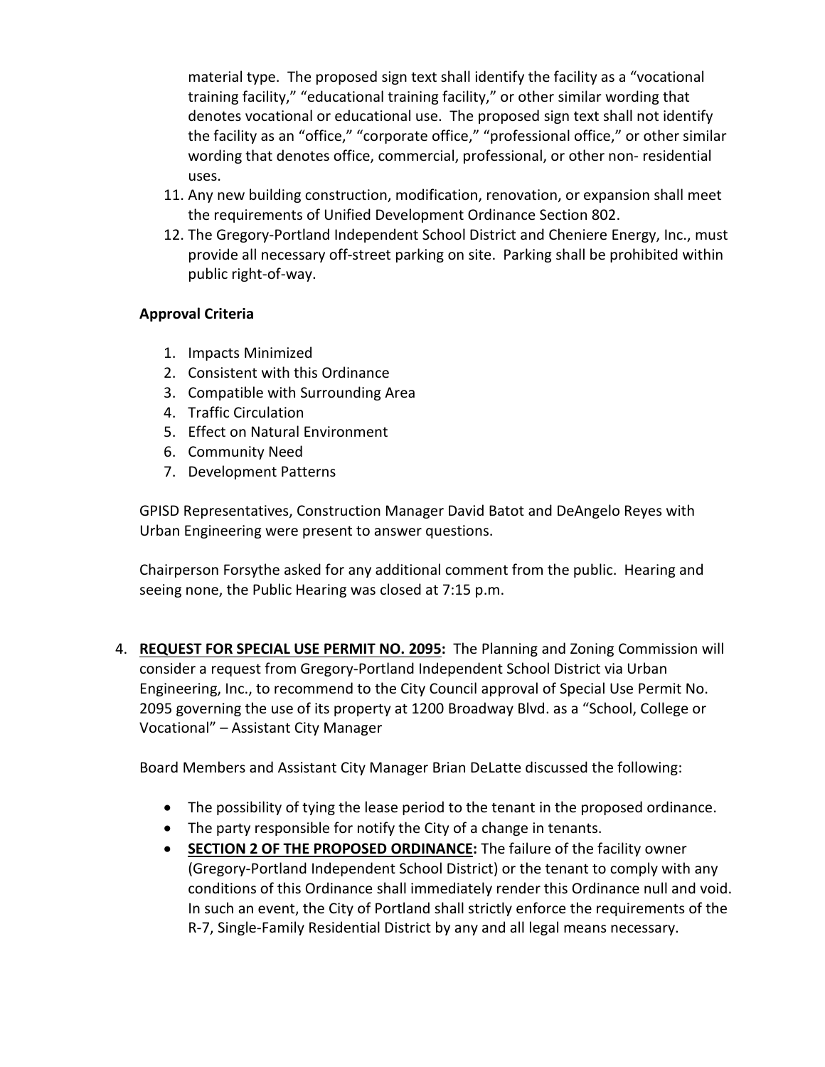material type. The proposed sign text shall identify the facility as a "vocational training facility," "educational training facility," or other similar wording that denotes vocational or educational use. The proposed sign text shall not identify the facility as an "office," "corporate office," "professional office," or other similar wording that denotes office, commercial, professional, or other non- residential uses.

11. Any new building construction, modification, renovation, or expansion shall meet the requirements of Unified Development Ordinance Section 802.
12. The Gregory-Portland Independent School District and Cheniere Energy, Inc., must provide all necessary off-street parking on site. Parking shall be prohibited within public right-of-way.

**Approval Criteria**

1. Impacts Minimized
2. Consistent with this Ordinance
3. Compatible with Surrounding Area
4. Traffic Circulation
5. Effect on Natural Environment
6. Community Need
7. Development Patterns

GPISD Representatives, Construction Manager David Batot and DeAngelo Reyes with Urban Engineering were present to answer questions.

Chairperson Forsythe asked for any additional comment from the public. Hearing and seeing none, the Public Hearing was closed at 7:15 p.m.

4. **REQUEST FOR SPECIAL USE PERMIT NO. 2095:** The Planning and Zoning Commission will consider a request from Gregory-Portland Independent School District via Urban Engineering, Inc., to recommend to the City Council approval of Special Use Permit No. 2095 governing the use of its property at 1200 Broadway Blvd. as a "School, College or Vocational" – Assistant City Manager

   Board Members and Assistant City Manager Brian DeLatte discussed the following:

   - The possibility of tying the lease period to the tenant in the proposed ordinance.
   - The party responsible for notify the City of a change in tenants.
   - **SECTION 2 OF THE PROPOSED ORDINANCE:** The failure of the facility owner (Gregory-Portland Independent School District) or the tenant to comply with any conditions of this Ordinance shall immediately render this Ordinance null and void. In such an event, the City of Portland shall strictly enforce the requirements of the R-7, Single-Family Residential District by any and all legal means necessary.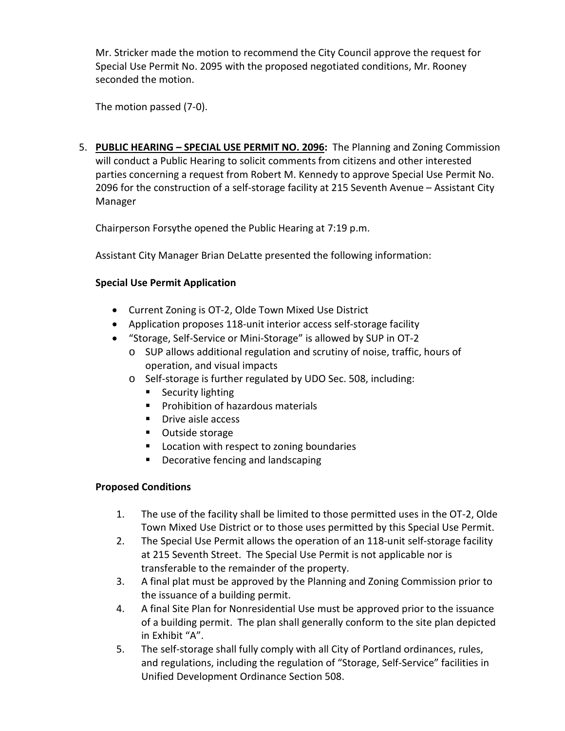Mr. Stricker made the motion to recommend the City Council approve the request for Special Use Permit No. 2095 with the proposed negotiated conditions, Mr. Rooney seconded the motion.

The motion passed (7-0).

5. **PUBLIC HEARING – SPECIAL USE PERMIT NO. 2096:** The Planning and Zoning Commission will conduct a Public Hearing to solicit comments from citizens and other interested parties concerning a request from Robert M. Kennedy to approve Special Use Permit No. 2096 for the construction of a self-storage facility at 215 Seventh Avenue – Assistant City Manager

   Chairperson Forsythe opened the Public Hearing at 7:19 p.m.

   Assistant City Manager Brian DeLatte presented the following information:

   **Special Use Permit Application**

   - Current Zoning is OT-2, Olde Town Mixed Use District
   - Application proposes 118-unit interior access self-storage facility
   - "Storage, Self-Service or Mini-Storage" is allowed by SUP in OT-2
     - SUP allows additional regulation and scrutiny of noise, traffic, hours of operation, and visual impacts
     - Self-storage is further regulated by UDO Sec. 508, including:
       - Security lighting
       - Prohibition of hazardous materials
       - Drive aisle access
       - Outside storage
       - Location with respect to zoning boundaries
       - Decorative fencing and landscaping

   **Proposed Conditions**

   1. The use of the facility shall be limited to those permitted uses in the OT-2, Olde Town Mixed Use District or to those uses permitted by this Special Use Permit.
   2. The Special Use Permit allows the operation of an 118-unit self-storage facility at 215 Seventh Street. The Special Use Permit is not applicable nor is transferable to the remainder of the property.
   3. A final plat must be approved by the Planning and Zoning Commission prior to the issuance of a building permit.
   4. A final Site Plan for Nonresidential Use must be approved prior to the issuance of a building permit. The plan shall generally conform to the site plan depicted in Exhibit "A".
   5. The self-storage shall fully comply with all City of Portland ordinances, rules, and regulations, including the regulation of "Storage, Self-Service" facilities in Unified Development Ordinance Section 508.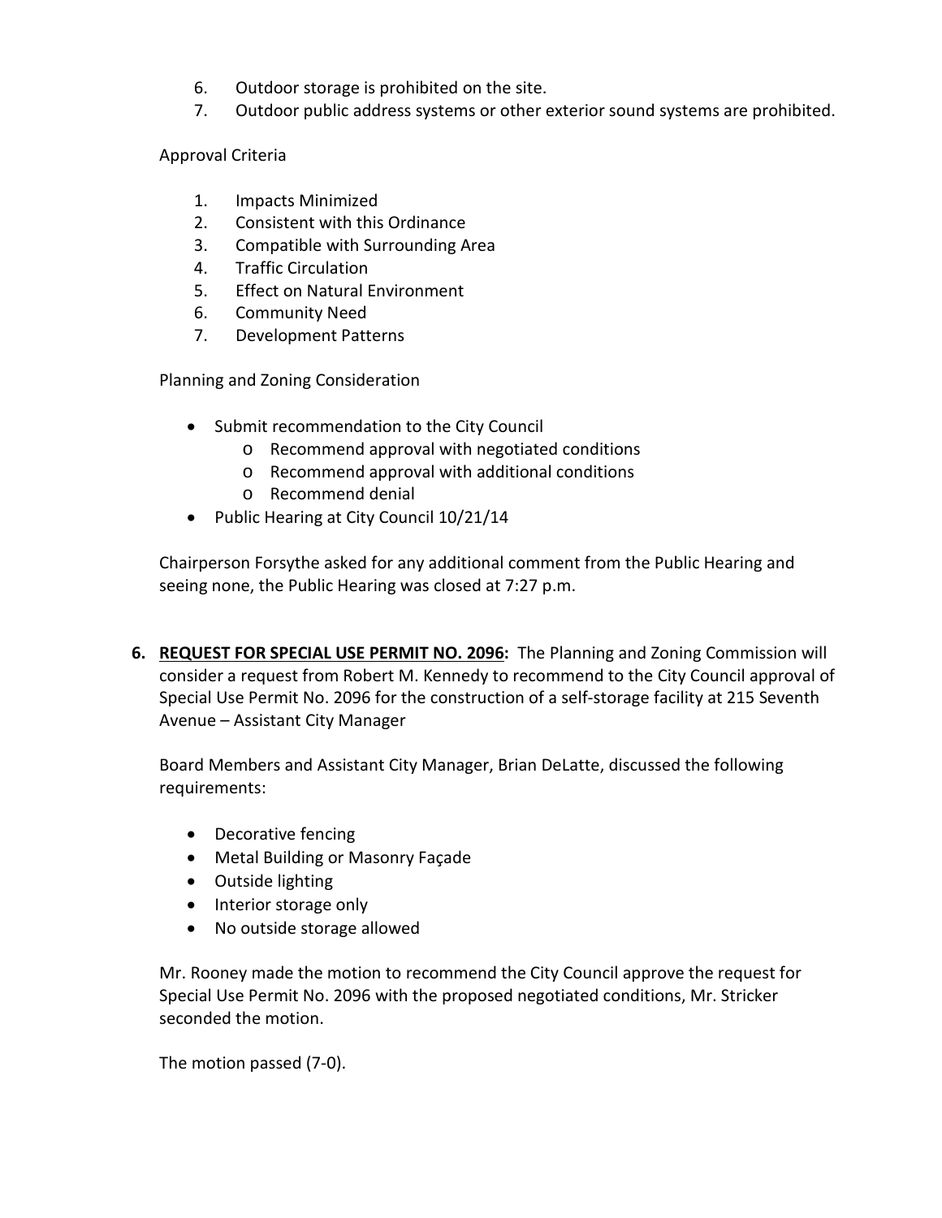6. Outdoor storage is prohibited on the site.
7. Outdoor public address systems or other exterior sound systems are prohibited.

Approval Criteria

1. Impacts Minimized
2. Consistent with this Ordinance
3. Compatible with Surrounding Area
4. Traffic Circulation
5. Effect on Natural Environment
6. Community Need
7. Development Patterns

Planning and Zoning Consideration

- Submit recommendation to the City Council
  - Recommend approval with negotiated conditions
  - Recommend approval with additional conditions
  - Recommend denial
- Public Hearing at City Council 10/21/14

Chairperson Forsythe asked for any additional comment from the Public Hearing and seeing none, the Public Hearing was closed at 7:27 p.m.

**6. <u>REQUEST FOR SPECIAL USE PERMIT NO. 2096</u>:** The Planning and Zoning Commission will consider a request from Robert M. Kennedy to recommend to the City Council approval of Special Use Permit No. 2096 for the construction of a self-storage facility at 215 Seventh Avenue – Assistant City Manager

Board Members and Assistant City Manager, Brian DeLatte, discussed the following requirements:

- Decorative fencing
- Metal Building or Masonry Façade
- Outside lighting
- Interior storage only
- No outside storage allowed

Mr. Rooney made the motion to recommend the City Council approve the request for Special Use Permit No. 2096 with the proposed negotiated conditions, Mr. Stricker seconded the motion.

The motion passed (7-0).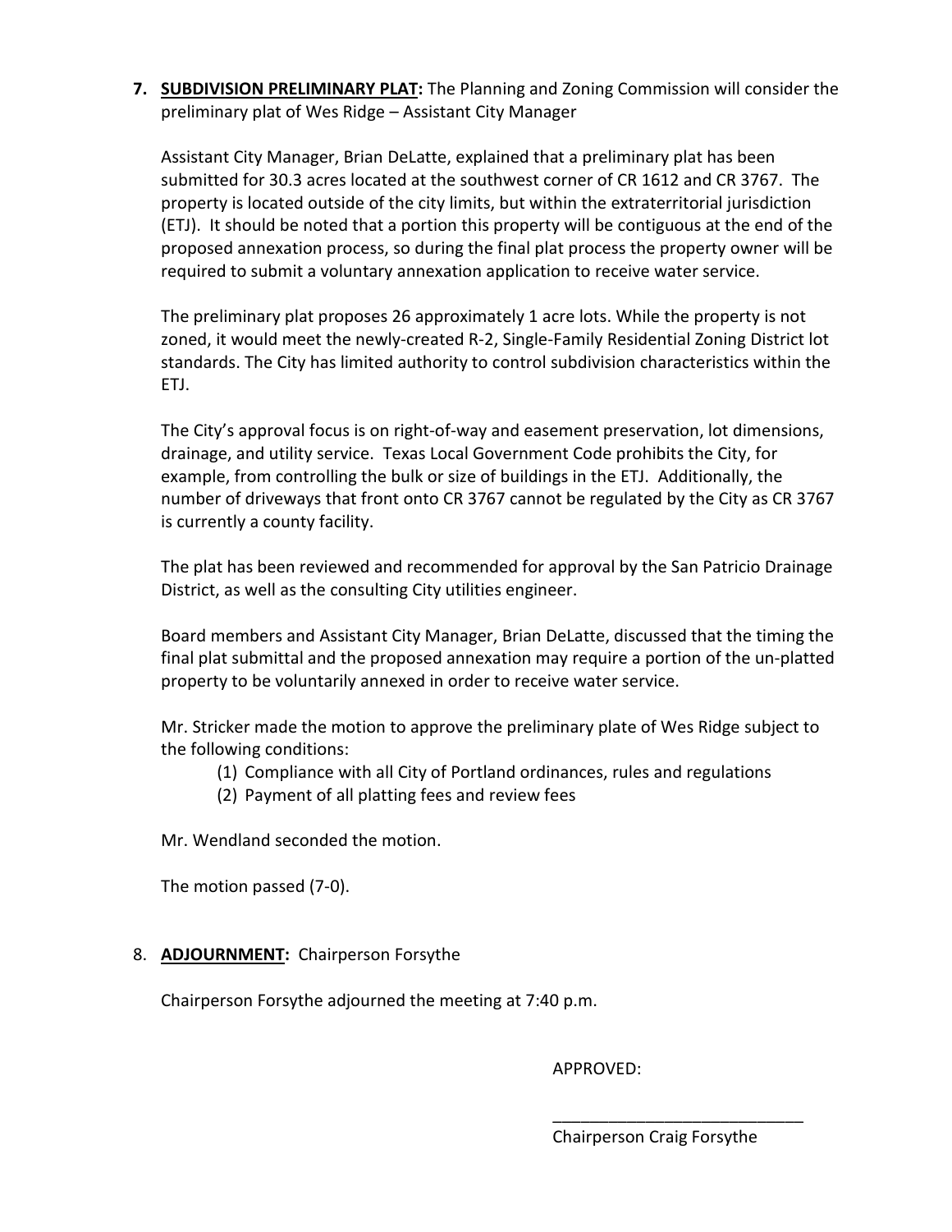7. **SUBDIVISION PRELIMINARY PLAT:** The Planning and Zoning Commission will consider the preliminary plat of Wes Ridge – Assistant City Manager

   Assistant City Manager, Brian DeLatte, explained that a preliminary plat has been submitted for 30.3 acres located at the southwest corner of CR 1612 and CR 3767. The property is located outside of the city limits, but within the extraterritorial jurisdiction (ETJ). It should be noted that a portion this property will be contiguous at the end of the proposed annexation process, so during the final plat process the property owner will be required to submit a voluntary annexation application to receive water service.

   The preliminary plat proposes 26 approximately 1 acre lots. While the property is not zoned, it would meet the newly-created R-2, Single-Family Residential Zoning District lot standards. The City has limited authority to control subdivision characteristics within the ETJ.

   The City's approval focus is on right-of-way and easement preservation, lot dimensions, drainage, and utility service. Texas Local Government Code prohibits the City, for example, from controlling the bulk or size of buildings in the ETJ. Additionally, the number of driveways that front onto CR 3767 cannot be regulated by the City as CR 3767 is currently a county facility.

   The plat has been reviewed and recommended for approval by the San Patricio Drainage District, as well as the consulting City utilities engineer.

   Board members and Assistant City Manager, Brian DeLatte, discussed that the timing the final plat submittal and the proposed annexation may require a portion of the un-platted property to be voluntarily annexed in order to receive water service.

   Mr. Stricker made the motion to approve the preliminary plate of Wes Ridge subject to the following conditions:

   (1) Compliance with all City of Portland ordinances, rules and regulations
   (2) Payment of all platting fees and review fees

   Mr. Wendland seconded the motion.

   The motion passed (7-0).

8. **ADJOURNMENT:** Chairperson Forsythe

   Chairperson Forsythe adjourned the meeting at 7:40 p.m.

APPROVED:

\_\_\_\_\_\_\_\_\_\_\_\_\_\_\_\_\_\_\_\_\_\_\_\_\_\_\_\_

Chairperson Craig Forsythe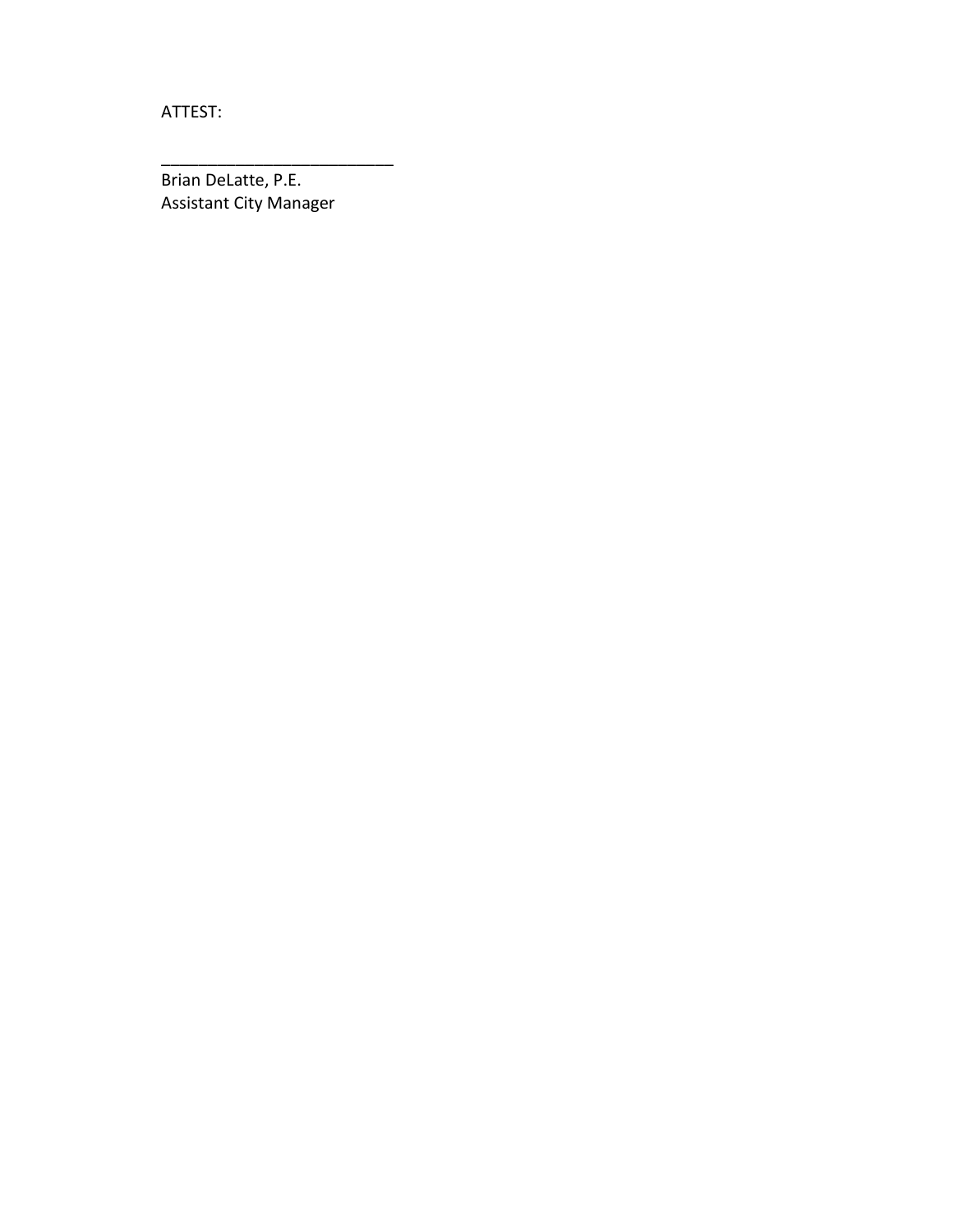ATTEST:

___________________________

Brian DeLatte, P.E.
Assistant City Manager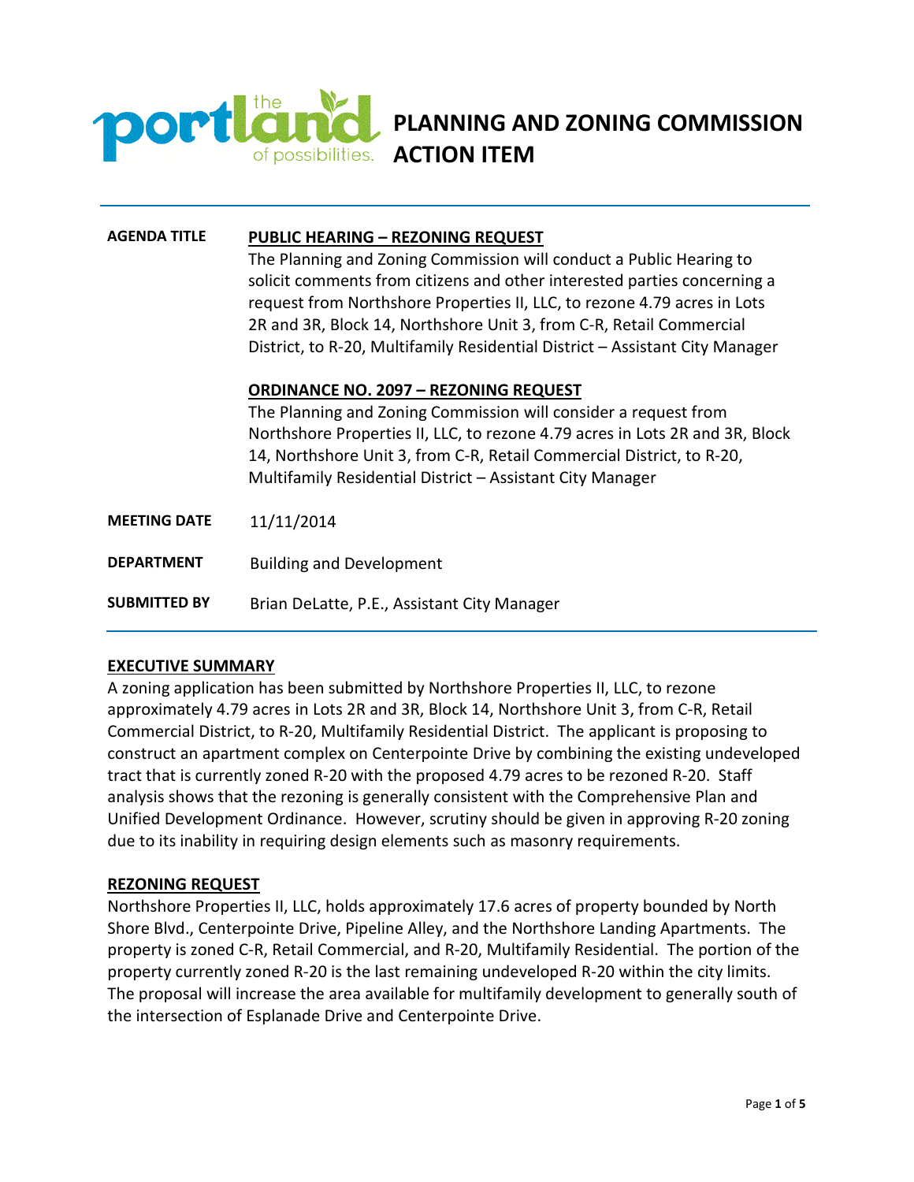# PLANNING AND ZONING COMMISSION ACTION ITEM

| | |
|---|---|
| **AGENDA TITLE** | **PUBLIC HEARING – REZONING REQUEST**<br>The Planning and Zoning Commission will conduct a Public Hearing to solicit comments from citizens and other interested parties concerning a request from Northshore Properties II, LLC, to rezone 4.79 acres in Lots 2R and 3R, Block 14, Northshore Unit 3, from C-R, Retail Commercial District, to R-20, Multifamily Residential District – Assistant City Manager<br><br>**ORDINANCE NO. 2097 – REZONING REQUEST**<br>The Planning and Zoning Commission will consider a request from Northshore Properties II, LLC, to rezone 4.79 acres in Lots 2R and 3R, Block 14, Northshore Unit 3, from C-R, Retail Commercial District, to R-20, Multifamily Residential District – Assistant City Manager |
| **MEETING DATE** | 11/11/2014 |
| **DEPARTMENT** | Building and Development |
| **SUBMITTED BY** | Brian DeLatte, P.E., Assistant City Manager |

## EXECUTIVE SUMMARY

A zoning application has been submitted by Northshore Properties II, LLC, to rezone approximately 4.79 acres in Lots 2R and 3R, Block 14, Northshore Unit 3, from C-R, Retail Commercial District, to R-20, Multifamily Residential District. The applicant is proposing to construct an apartment complex on Centerpointe Drive by combining the existing undeveloped tract that is currently zoned R-20 with the proposed 4.79 acres to be rezoned R-20. Staff analysis shows that the rezoning is generally consistent with the Comprehensive Plan and Unified Development Ordinance. However, scrutiny should be given in approving R-20 zoning due to its inability in requiring design elements such as masonry requirements.

## REZONING REQUEST

Northshore Properties II, LLC, holds approximately 17.6 acres of property bounded by North Shore Blvd., Centerpointe Drive, Pipeline Alley, and the Northshore Landing Apartments. The property is zoned C-R, Retail Commercial, and R-20, Multifamily Residential. The portion of the property currently zoned R-20 is the last remaining undeveloped R-20 within the city limits. The proposal will increase the area available for multifamily development to generally south of the intersection of Esplanade Drive and Centerpointe Drive.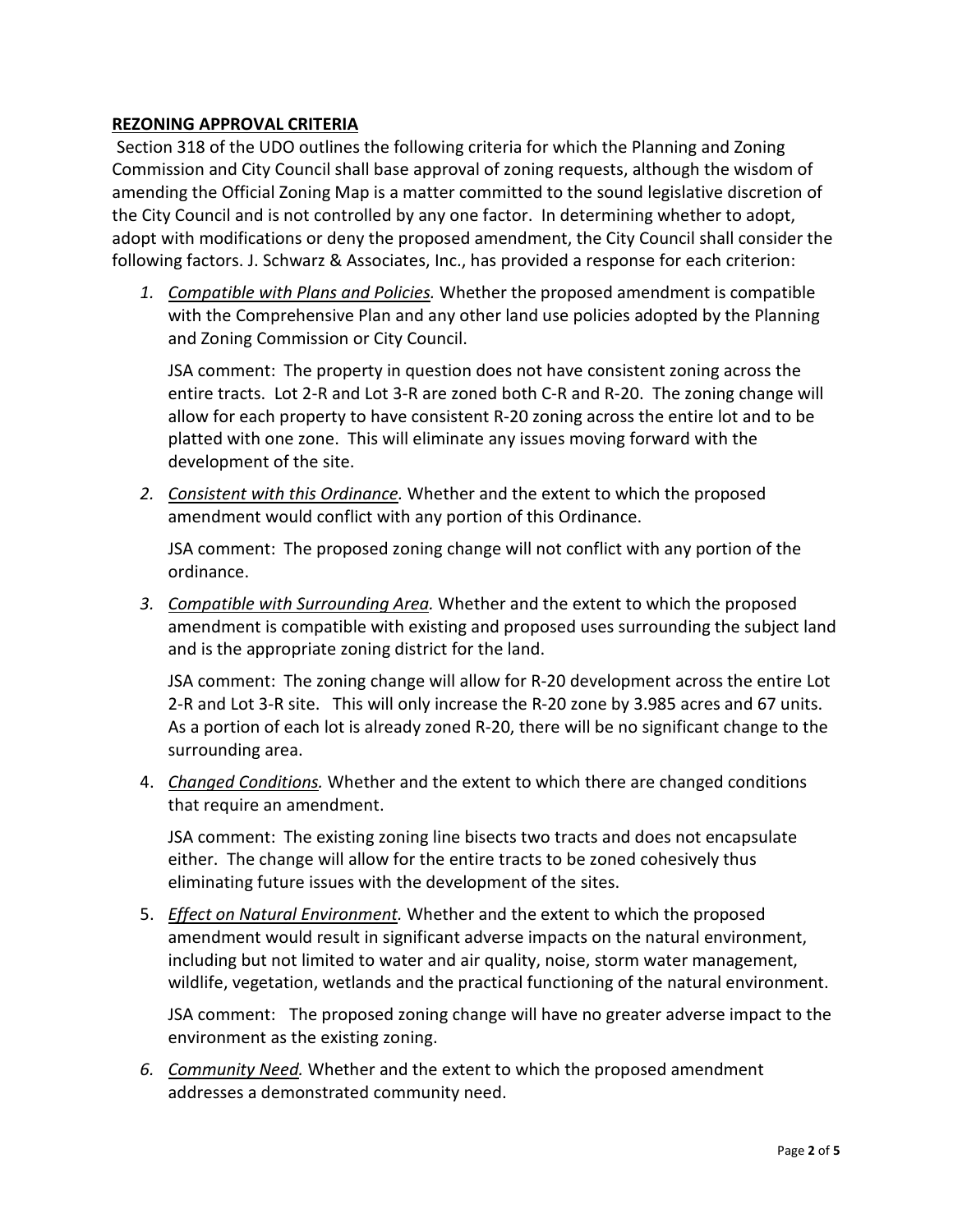## REZONING APPROVAL CRITERIA

Section 318 of the UDO outlines the following criteria for which the Planning and Zoning Commission and City Council shall base approval of zoning requests, although the wisdom of amending the Official Zoning Map is a matter committed to the sound legislative discretion of the City Council and is not controlled by any one factor. In determining whether to adopt, adopt with modifications or deny the proposed amendment, the City Council shall consider the following factors. J. Schwarz & Associates, Inc., has provided a response for each criterion:

1. *Compatible with Plans and Policies.* Whether the proposed amendment is compatible with the Comprehensive Plan and any other land use policies adopted by the Planning and Zoning Commission or City Council.

   JSA comment: The property in question does not have consistent zoning across the entire tracts. Lot 2-R and Lot 3-R are zoned both C-R and R-20. The zoning change will allow for each property to have consistent R-20 zoning across the entire lot and to be platted with one zone. This will eliminate any issues moving forward with the development of the site.

2. *Consistent with this Ordinance.* Whether and the extent to which the proposed amendment would conflict with any portion of this Ordinance.

   JSA comment: The proposed zoning change will not conflict with any portion of the ordinance.

3. *Compatible with Surrounding Area.* Whether and the extent to which the proposed amendment is compatible with existing and proposed uses surrounding the subject land and is the appropriate zoning district for the land.

   JSA comment: The zoning change will allow for R-20 development across the entire Lot 2-R and Lot 3-R site. This will only increase the R-20 zone by 3.985 acres and 67 units. As a portion of each lot is already zoned R-20, there will be no significant change to the surrounding area.

4. *Changed Conditions.* Whether and the extent to which there are changed conditions that require an amendment.

   JSA comment: The existing zoning line bisects two tracts and does not encapsulate either. The change will allow for the entire tracts to be zoned cohesively thus eliminating future issues with the development of the sites.

5. *Effect on Natural Environment.* Whether and the extent to which the proposed amendment would result in significant adverse impacts on the natural environment, including but not limited to water and air quality, noise, storm water management, wildlife, vegetation, wetlands and the practical functioning of the natural environment.

   JSA comment: The proposed zoning change will have no greater adverse impact to the environment as the existing zoning.

6. *Community Need.* Whether and the extent to which the proposed amendment addresses a demonstrated community need.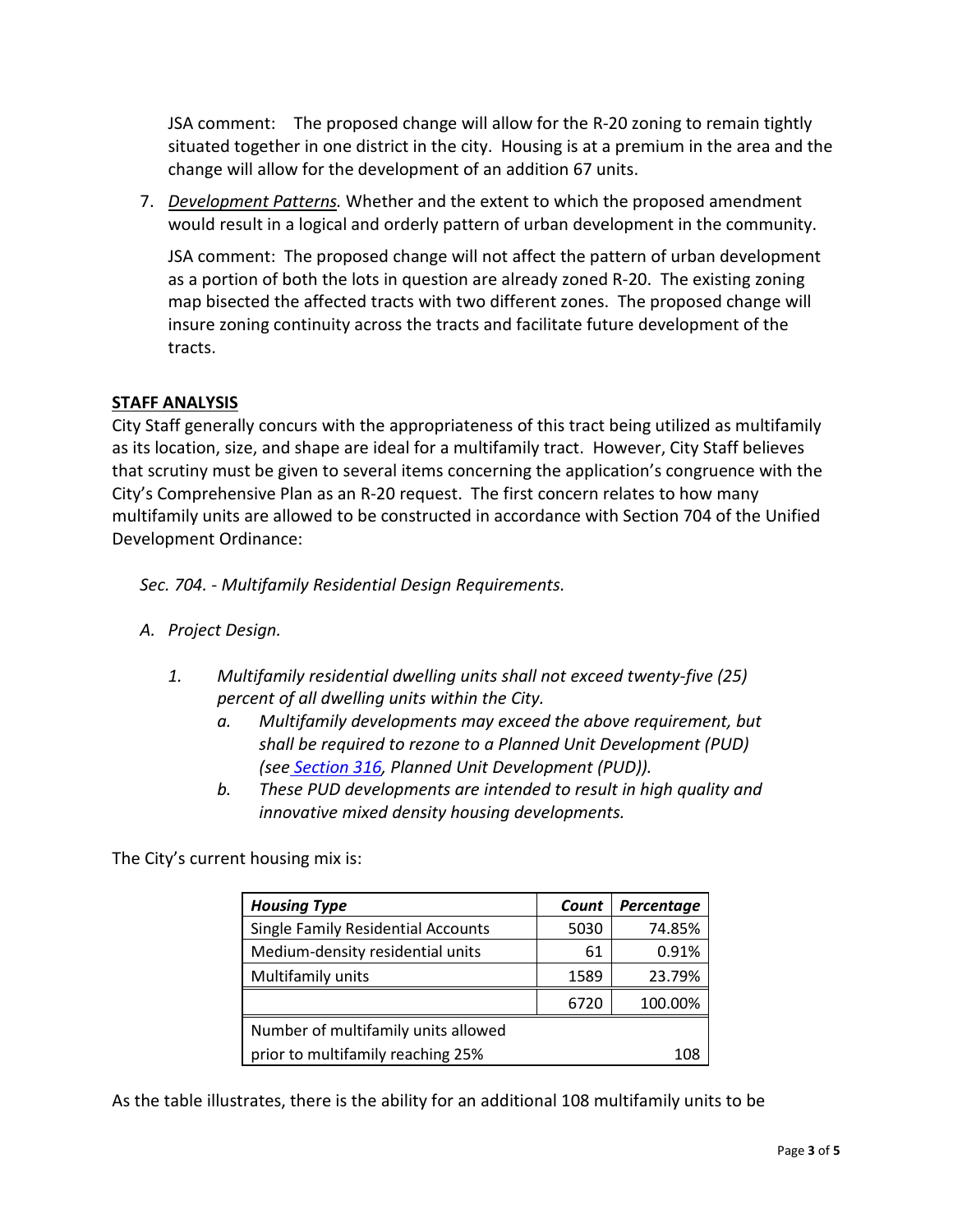JSA comment: The proposed change will allow for the R-20 zoning to remain tightly situated together in one district in the city. Housing is at a premium in the area and the change will allow for the development of an addition 67 units.

7. *Development Patterns.* Whether and the extent to which the proposed amendment would result in a logical and orderly pattern of urban development in the community.

   JSA comment: The proposed change will not affect the pattern of urban development as a portion of both the lots in question are already zoned R-20. The existing zoning map bisected the affected tracts with two different zones. The proposed change will insure zoning continuity across the tracts and facilitate future development of the tracts.

## STAFF ANALYSIS

City Staff generally concurs with the appropriateness of this tract being utilized as multifamily as its location, size, and shape are ideal for a multifamily tract. However, City Staff believes that scrutiny must be given to several items concerning the application's congruence with the City's Comprehensive Plan as an R-20 request. The first concern relates to how many multifamily units are allowed to be constructed in accordance with Section 704 of the Unified Development Ordinance:

*Sec. 704. - Multifamily Residential Design Requirements.*

*A. Project Design.*

*1. Multifamily residential dwelling units shall not exceed twenty-five (25) percent of all dwelling units within the City.*

   *a. Multifamily developments may exceed the above requirement, but shall be required to rezone to a Planned Unit Development (PUD) (see Section 316, Planned Unit Development (PUD)).*

   *b. These PUD developments are intended to result in high quality and innovative mixed density housing developments.*

The City's current housing mix is:

| ***Housing Type*** | ***Count*** | ***Percentage*** |
|---|---|---|
| Single Family Residential Accounts | 5030 | 74.85% |
| Medium-density residential units | 61 | 0.91% |
| Multifamily units | 1589 | 23.79% |
| | 6720 | 100.00% |
| Number of multifamily units allowed prior to multifamily reaching 25% | | 108 |

As the table illustrates, there is the ability for an additional 108 multifamily units to be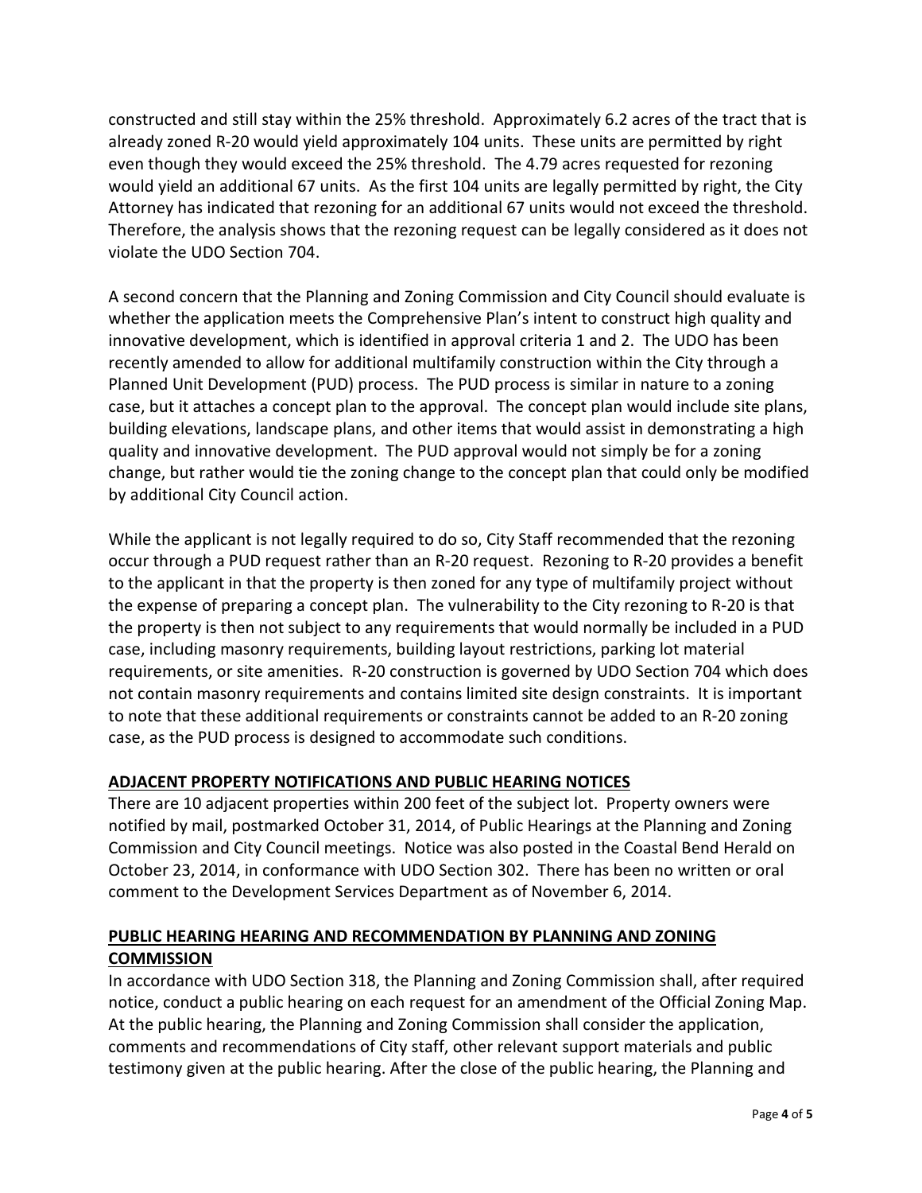constructed and still stay within the 25% threshold. Approximately 6.2 acres of the tract that is already zoned R-20 would yield approximately 104 units. These units are permitted by right even though they would exceed the 25% threshold. The 4.79 acres requested for rezoning would yield an additional 67 units. As the first 104 units are legally permitted by right, the City Attorney has indicated that rezoning for an additional 67 units would not exceed the threshold. Therefore, the analysis shows that the rezoning request can be legally considered as it does not violate the UDO Section 704.

A second concern that the Planning and Zoning Commission and City Council should evaluate is whether the application meets the Comprehensive Plan's intent to construct high quality and innovative development, which is identified in approval criteria 1 and 2. The UDO has been recently amended to allow for additional multifamily construction within the City through a Planned Unit Development (PUD) process. The PUD process is similar in nature to a zoning case, but it attaches a concept plan to the approval. The concept plan would include site plans, building elevations, landscape plans, and other items that would assist in demonstrating a high quality and innovative development. The PUD approval would not simply be for a zoning change, but rather would tie the zoning change to the concept plan that could only be modified by additional City Council action.

While the applicant is not legally required to do so, City Staff recommended that the rezoning occur through a PUD request rather than an R-20 request. Rezoning to R-20 provides a benefit to the applicant in that the property is then zoned for any type of multifamily project without the expense of preparing a concept plan. The vulnerability to the City rezoning to R-20 is that the property is then not subject to any requirements that would normally be included in a PUD case, including masonry requirements, building layout restrictions, parking lot material requirements, or site amenities. R-20 construction is governed by UDO Section 704 which does not contain masonry requirements and contains limited site design constraints. It is important to note that these additional requirements or constraints cannot be added to an R-20 zoning case, as the PUD process is designed to accommodate such conditions.

## ADJACENT PROPERTY NOTIFICATIONS AND PUBLIC HEARING NOTICES

There are 10 adjacent properties within 200 feet of the subject lot. Property owners were notified by mail, postmarked October 31, 2014, of Public Hearings at the Planning and Zoning Commission and City Council meetings. Notice was also posted in the Coastal Bend Herald on October 23, 2014, in conformance with UDO Section 302. There has been no written or oral comment to the Development Services Department as of November 6, 2014.

## PUBLIC HEARING HEARING AND RECOMMENDATION BY PLANNING AND ZONING COMMISSION

In accordance with UDO Section 318, the Planning and Zoning Commission shall, after required notice, conduct a public hearing on each request for an amendment of the Official Zoning Map. At the public hearing, the Planning and Zoning Commission shall consider the application, comments and recommendations of City staff, other relevant support materials and public testimony given at the public hearing. After the close of the public hearing, the Planning and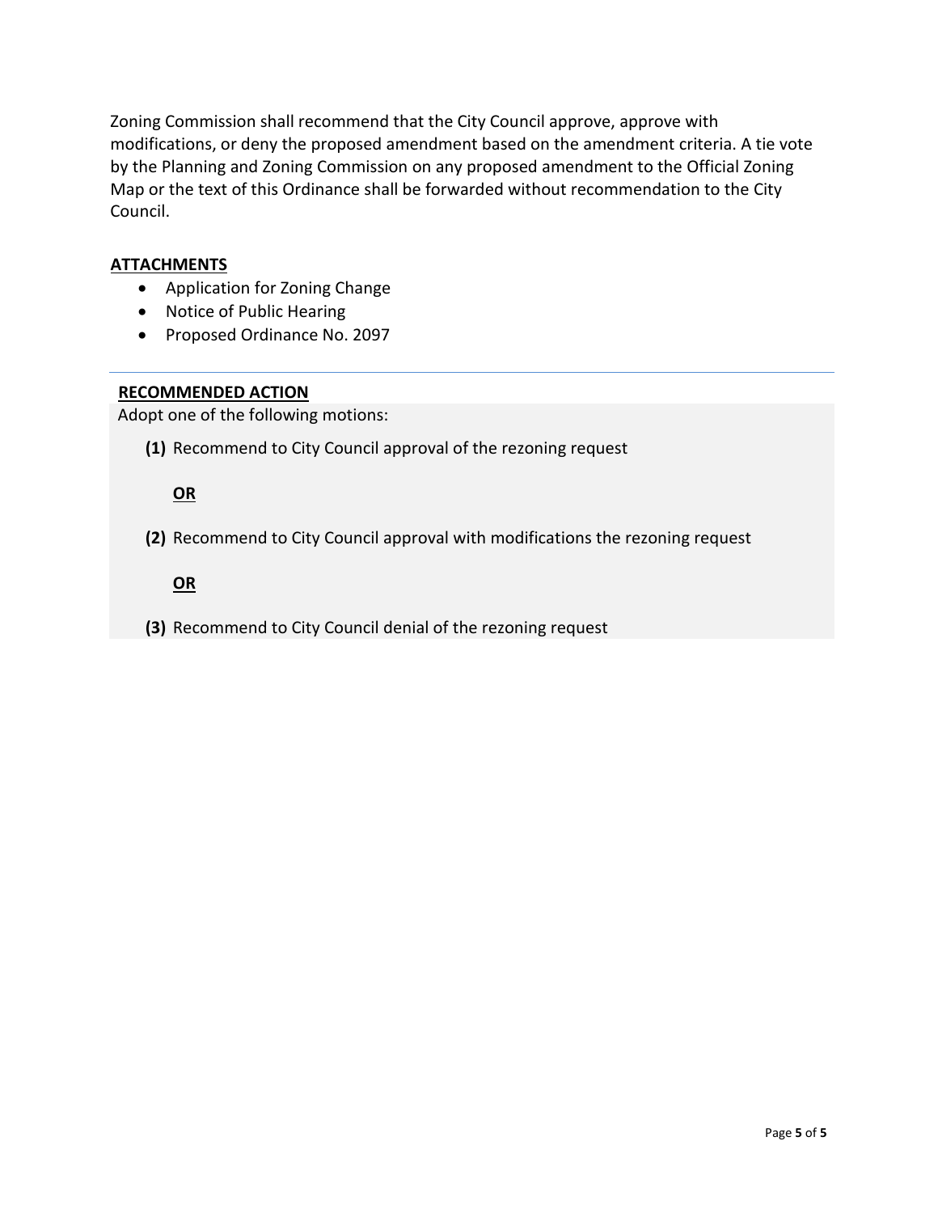Zoning Commission shall recommend that the City Council approve, approve with modifications, or deny the proposed amendment based on the amendment criteria. A tie vote by the Planning and Zoning Commission on any proposed amendment to the Official Zoning Map or the text of this Ordinance shall be forwarded without recommendation to the City Council.

## ATTACHMENTS

- Application for Zoning Change
- Notice of Public Hearing
- Proposed Ordinance No. 2097

---

## RECOMMENDED ACTION

Adopt one of the following motions:

**(1)** Recommend to City Council approval of the rezoning request

**OR**

**(2)** Recommend to City Council approval with modifications the rezoning request

**OR**

**(3)** Recommend to City Council denial of the rezoning request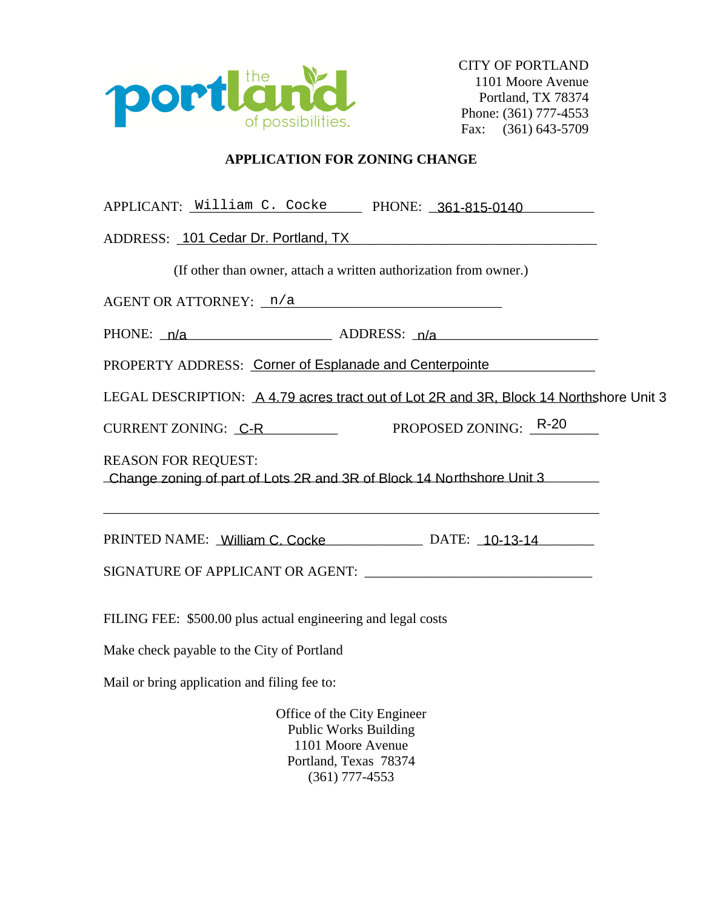the portland of possibilities.

CITY OF PORTLAND
1101 Moore Avenue
Portland, TX 78374
Phone: (361) 777-4553
Fax: (361) 643-5709

## APPLICATION FOR ZONING CHANGE

APPLICANT: William C. Cocke PHONE: 361-815-0140

ADDRESS: 101 Cedar Dr. Portland, TX

(If other than owner, attach a written authorization from owner.)

AGENT OR ATTORNEY: n/a

PHONE: n/a ADDRESS: n/a

PROPERTY ADDRESS: Corner of Esplanade and Centerpointe

LEGAL DESCRIPTION: A 4.79 acres tract out of Lot 2R and 3R, Block 14 Northshore Unit 3

CURRENT ZONING: C-R PROPOSED ZONING: R-20

REASON FOR REQUEST:
Change zoning of part of Lots 2R and 3R of Block 14 Northshore Unit 3

PRINTED NAME: William C. Cocke DATE: 10-13-14

SIGNATURE OF APPLICANT OR AGENT: ______________________________

FILING FEE: $500.00 plus actual engineering and legal costs

Make check payable to the City of Portland

Mail or bring application and filing fee to:

Office of the City Engineer
Public Works Building
1101 Moore Avenue
Portland, Texas 78374
(361) 777-4553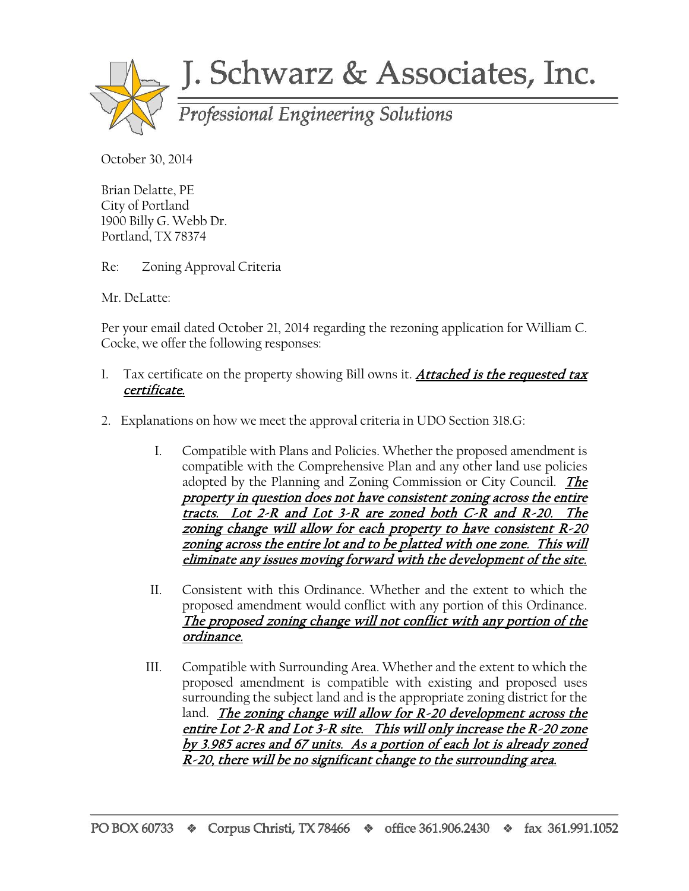# J. Schwarz & Associates, Inc.

*Professional Engineering Solutions*

October 30, 2014

Brian Delatte, PE
City of Portland
1900 Billy G. Webb Dr.
Portland, TX 78374

Re: Zoning Approval Criteria

Mr. DeLatte:

Per your email dated October 21, 2014 regarding the rezoning application for William C. Cocke, we offer the following responses:

1. Tax certificate on the property showing Bill owns it. ***Attached is the requested tax certificate.***

2. Explanations on how we meet the approval criteria in UDO Section 318.G:

   I. Compatible with Plans and Policies. Whether the proposed amendment is compatible with the Comprehensive Plan and any other land use policies adopted by the Planning and Zoning Commission or City Council. ***The property in question does not have consistent zoning across the entire tracts. Lot 2-R and Lot 3-R are zoned both C-R and R-20. The zoning change will allow for each property to have consistent R-20 zoning across the entire lot and to be platted with one zone. This will eliminate any issues moving forward with the development of the site.***

   II. Consistent with this Ordinance. Whether and the extent to which the proposed amendment would conflict with any portion of this Ordinance. ***The proposed zoning change will not conflict with any portion of the ordinance.***

   III. Compatible with Surrounding Area. Whether and the extent to which the proposed amendment is compatible with existing and proposed uses surrounding the subject land and is the appropriate zoning district for the land. ***The zoning change will allow for R-20 development across the entire Lot 2-R and Lot 3-R site. This will only increase the R-20 zone by 3.985 acres and 67 units. As a portion of each lot is already zoned R-20, there will be no significant change to the surrounding area.***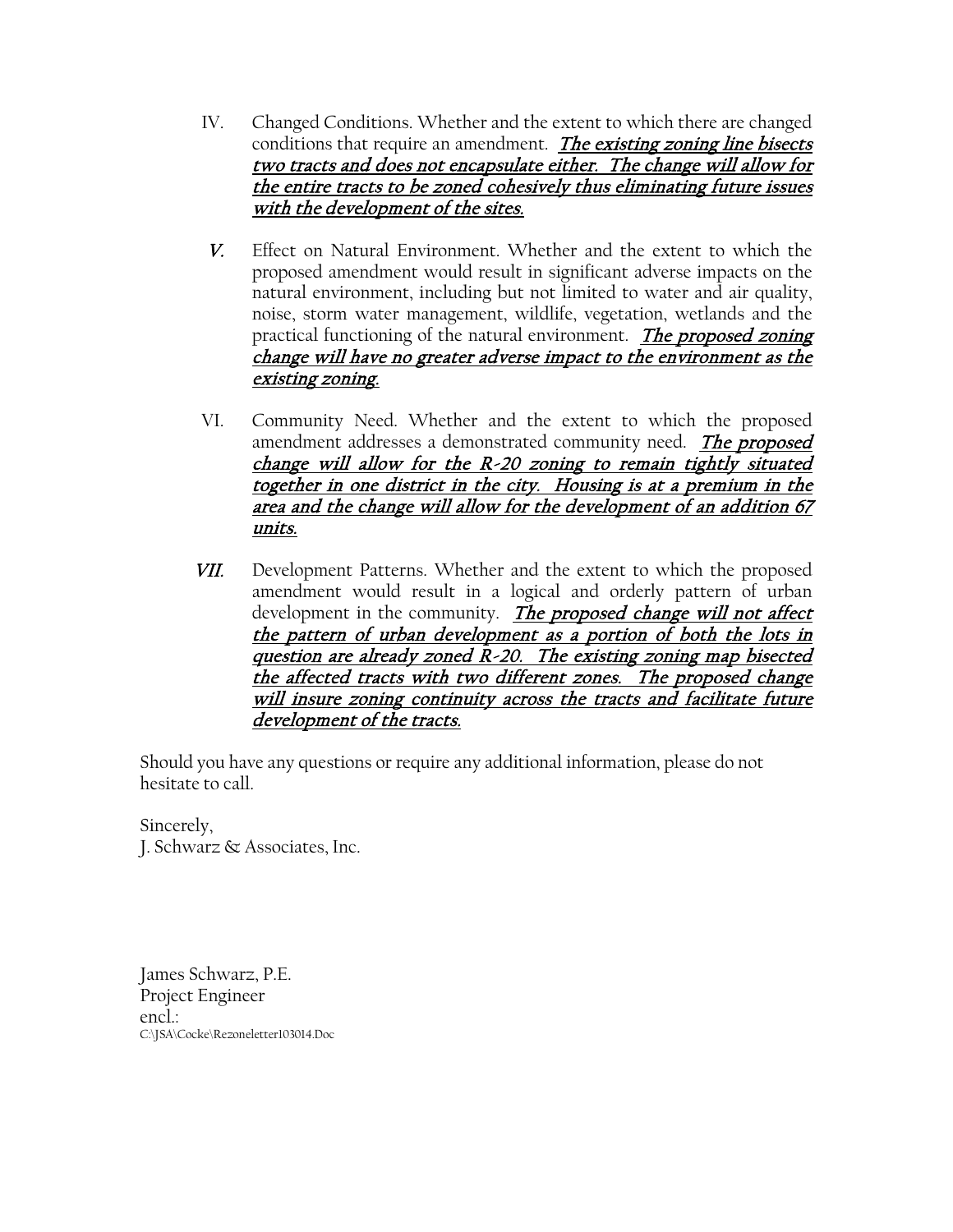IV. Changed Conditions. Whether and the extent to which there are changed conditions that require an amendment. ***The existing zoning line bisects two tracts and does not encapsulate either. The change will allow for the entire tracts to be zoned cohesively thus eliminating future issues with the development of the sites.***

*V.* Effect on Natural Environment. Whether and the extent to which the proposed amendment would result in significant adverse impacts on the natural environment, including but not limited to water and air quality, noise, storm water management, wildlife, vegetation, wetlands and the practical functioning of the natural environment. ***The proposed zoning change will have no greater adverse impact to the environment as the existing zoning.***

VI. Community Need. Whether and the extent to which the proposed amendment addresses a demonstrated community need. ***The proposed change will allow for the R-20 zoning to remain tightly situated together in one district in the city. Housing is at a premium in the area and the change will allow for the development of an addition 67 units.***

*VII.* Development Patterns. Whether and the extent to which the proposed amendment would result in a logical and orderly pattern of urban development in the community. ***The proposed change will not affect the pattern of urban development as a portion of both the lots in question are already zoned R-20. The existing zoning map bisected the affected tracts with two different zones. The proposed change will insure zoning continuity across the tracts and facilitate future development of the tracts.***

Should you have any questions or require any additional information, please do not hesitate to call.

Sincerely,
J. Schwarz & Associates, Inc.

James Schwarz, P.E.
Project Engineer
encl.:
C:\JSA\Cocke\Rezoneletter103014.Doc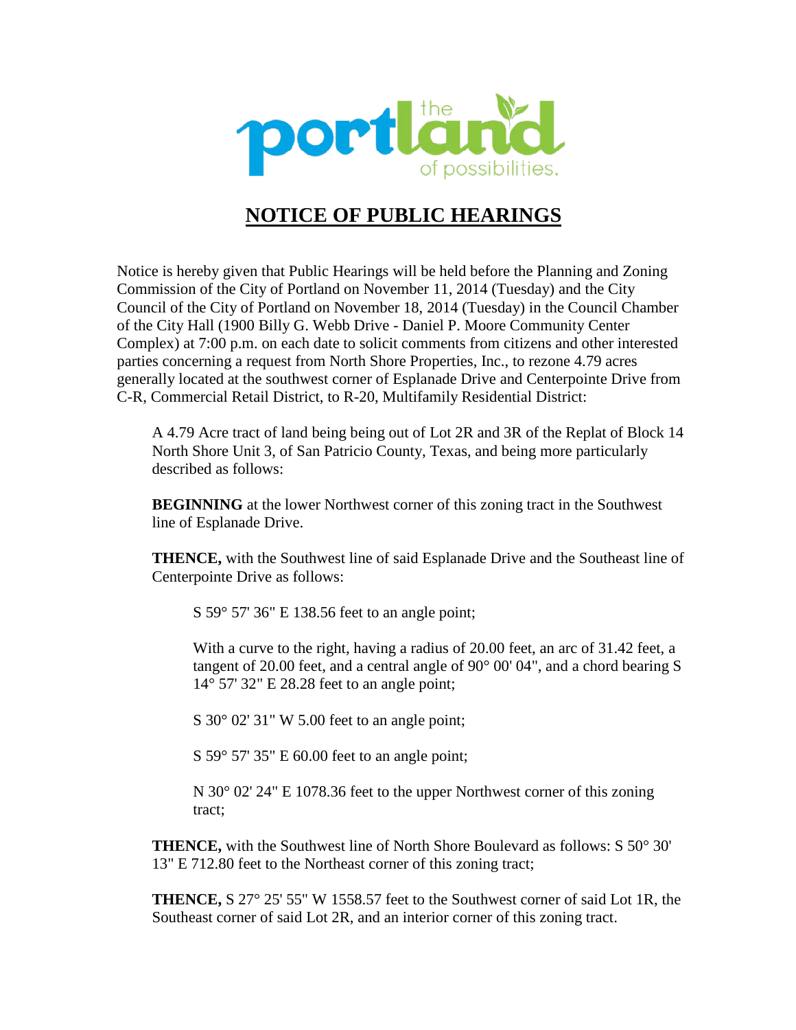# NOTICE OF PUBLIC HEARINGS

Notice is hereby given that Public Hearings will be held before the Planning and Zoning Commission of the City of Portland on November 11, 2014 (Tuesday) and the City Council of the City of Portland on November 18, 2014 (Tuesday) in the Council Chamber of the City Hall (1900 Billy G. Webb Drive - Daniel P. Moore Community Center Complex) at 7:00 p.m. on each date to solicit comments from citizens and other interested parties concerning a request from North Shore Properties, Inc., to rezone 4.79 acres generally located at the southwest corner of Esplanade Drive and Centerpointe Drive from C-R, Commercial Retail District, to R-20, Multifamily Residential District:

A 4.79 Acre tract of land being being out of Lot 2R and 3R of the Replat of Block 14 North Shore Unit 3, of San Patricio County, Texas, and being more particularly described as follows:

**BEGINNING** at the lower Northwest corner of this zoning tract in the Southwest line of Esplanade Drive.

**THENCE,** with the Southwest line of said Esplanade Drive and the Southeast line of Centerpointe Drive as follows:

S 59° 57' 36" E 138.56 feet to an angle point;

With a curve to the right, having a radius of 20.00 feet, an arc of 31.42 feet, a tangent of 20.00 feet, and a central angle of 90° 00' 04", and a chord bearing S 14° 57' 32" E 28.28 feet to an angle point;

S 30° 02' 31" W 5.00 feet to an angle point;

S 59° 57' 35" E 60.00 feet to an angle point;

N 30° 02' 24" E 1078.36 feet to the upper Northwest corner of this zoning tract;

**THENCE,** with the Southwest line of North Shore Boulevard as follows: S 50° 30' 13" E 712.80 feet to the Northeast corner of this zoning tract;

**THENCE,** S 27° 25' 55" W 1558.57 feet to the Southwest corner of said Lot 1R, the Southeast corner of said Lot 2R, and an interior corner of this zoning tract.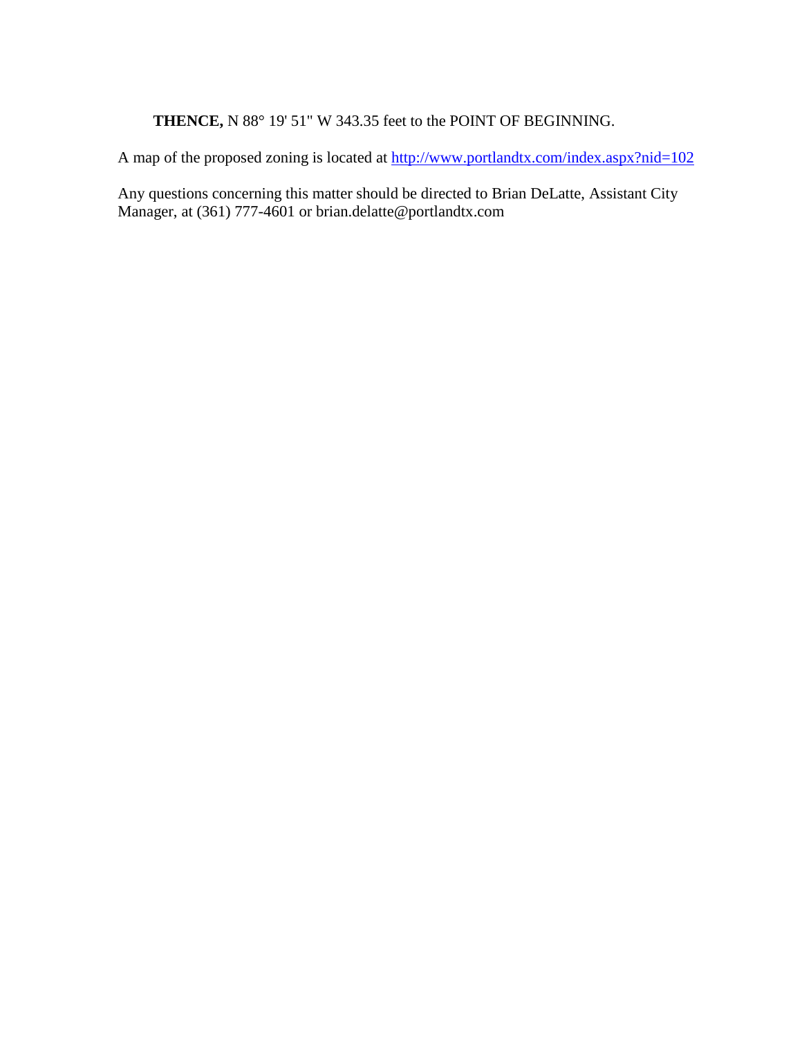**THENCE,** N 88° 19' 51" W 343.35 feet to the POINT OF BEGINNING.

A map of the proposed zoning is located at http://www.portlandtx.com/index.aspx?nid=102

Any questions concerning this matter should be directed to Brian DeLatte, Assistant City Manager, at (361) 777-4601 or brian.delatte@portlandtx.com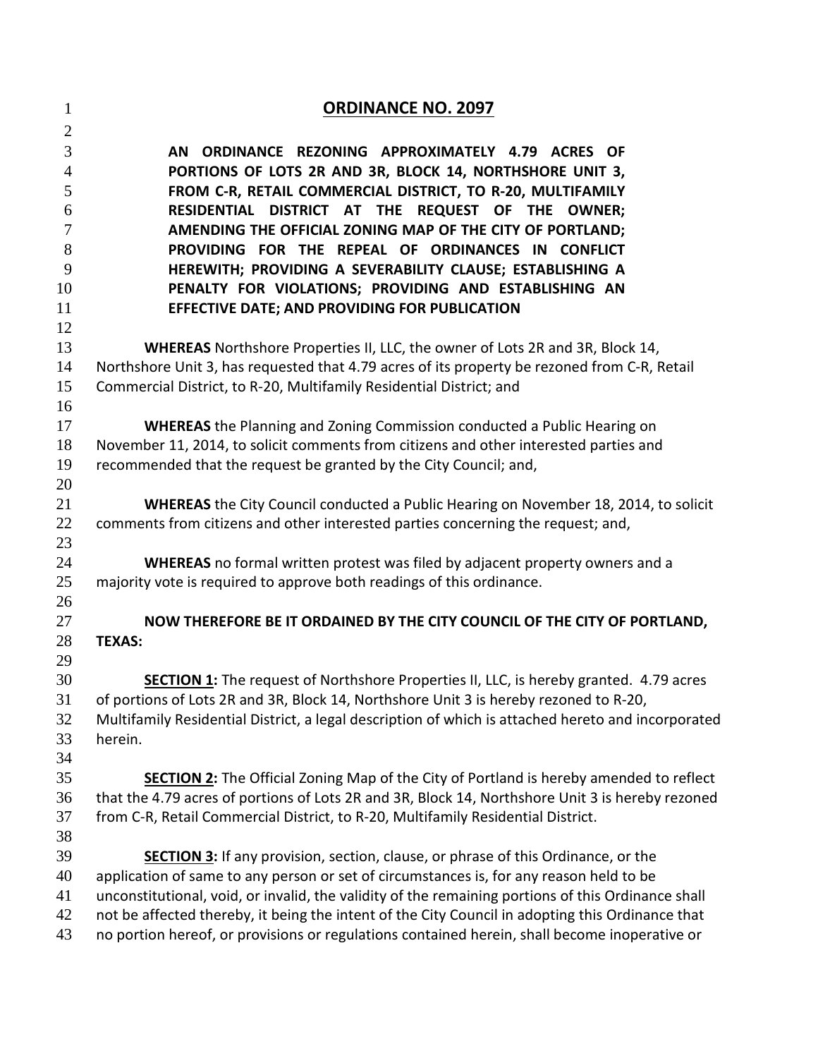# **ORDINANCE NO. 2097**

**AN ORDINANCE REZONING APPROXIMATELY 4.79 ACRES OF PORTIONS OF LOTS 2R AND 3R, BLOCK 14, NORTHSHORE UNIT 3, FROM C-R, RETAIL COMMERCIAL DISTRICT, TO R-20, MULTIFAMILY RESIDENTIAL DISTRICT AT THE REQUEST OF THE OWNER; AMENDING THE OFFICIAL ZONING MAP OF THE CITY OF PORTLAND; PROVIDING FOR THE REPEAL OF ORDINANCES IN CONFLICT HEREWITH; PROVIDING A SEVERABILITY CLAUSE; ESTABLISHING A PENALTY FOR VIOLATIONS; PROVIDING AND ESTABLISHING AN EFFECTIVE DATE; AND PROVIDING FOR PUBLICATION**

**WHEREAS** Northshore Properties II, LLC, the owner of Lots 2R and 3R, Block 14, Northshore Unit 3, has requested that 4.79 acres of its property be rezoned from C-R, Retail Commercial District, to R-20, Multifamily Residential District; and

**WHEREAS** the Planning and Zoning Commission conducted a Public Hearing on November 11, 2014, to solicit comments from citizens and other interested parties and recommended that the request be granted by the City Council; and,

**WHEREAS** the City Council conducted a Public Hearing on November 18, 2014, to solicit comments from citizens and other interested parties concerning the request; and,

**WHEREAS** no formal written protest was filed by adjacent property owners and a majority vote is required to approve both readings of this ordinance.

**NOW THEREFORE BE IT ORDAINED BY THE CITY COUNCIL OF THE CITY OF PORTLAND, TEXAS:**

**SECTION 1:** The request of Northshore Properties II, LLC, is hereby granted. 4.79 acres of portions of Lots 2R and 3R, Block 14, Northshore Unit 3 is hereby rezoned to R-20, Multifamily Residential District, a legal description of which is attached hereto and incorporated herein.

**SECTION 2:** The Official Zoning Map of the City of Portland is hereby amended to reflect that the 4.79 acres of portions of Lots 2R and 3R, Block 14, Northshore Unit 3 is hereby rezoned from C-R, Retail Commercial District, to R-20, Multifamily Residential District.

**SECTION 3:** If any provision, section, clause, or phrase of this Ordinance, or the application of same to any person or set of circumstances is, for any reason held to be unconstitutional, void, or invalid, the validity of the remaining portions of this Ordinance shall not be affected thereby, it being the intent of the City Council in adopting this Ordinance that no portion hereof, or provisions or regulations contained herein, shall become inoperative or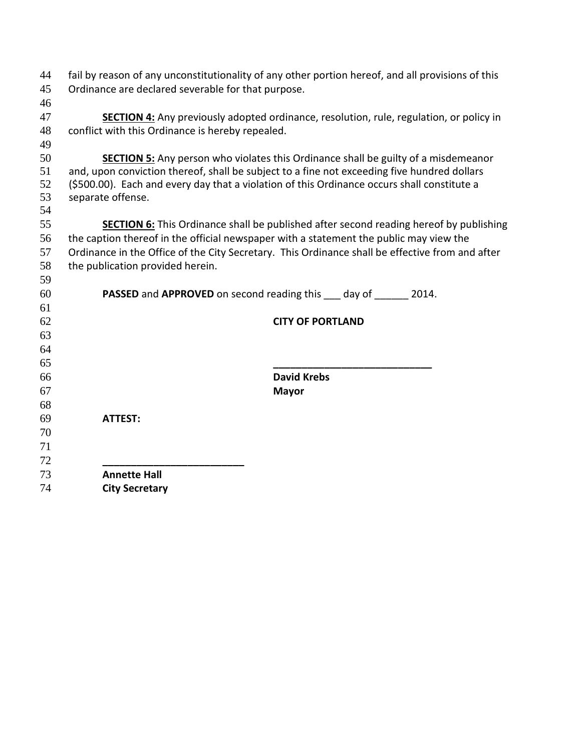fail by reason of any unconstitutionality of any other portion hereof, and all provisions of this Ordinance are declared severable for that purpose.

**SECTION 4:** Any previously adopted ordinance, resolution, rule, regulation, or policy in conflict with this Ordinance is hereby repealed.

**SECTION 5:** Any person who violates this Ordinance shall be guilty of a misdemeanor and, upon conviction thereof, shall be subject to a fine not exceeding five hundred dollars ($500.00). Each and every day that a violation of this Ordinance occurs shall constitute a separate offense.

**SECTION 6:** This Ordinance shall be published after second reading hereof by publishing the caption thereof in the official newspaper with a statement the public may view the Ordinance in the Office of the City Secretary. This Ordinance shall be effective from and after the publication provided herein.

**PASSED** and **APPROVED** on second reading this ___ day of ______ 2014.

**CITY OF PORTLAND**

**____________________________**
**David Krebs**
**Mayor**

**ATTEST:**

**_________________________**
**Annette Hall**
**City Secretary**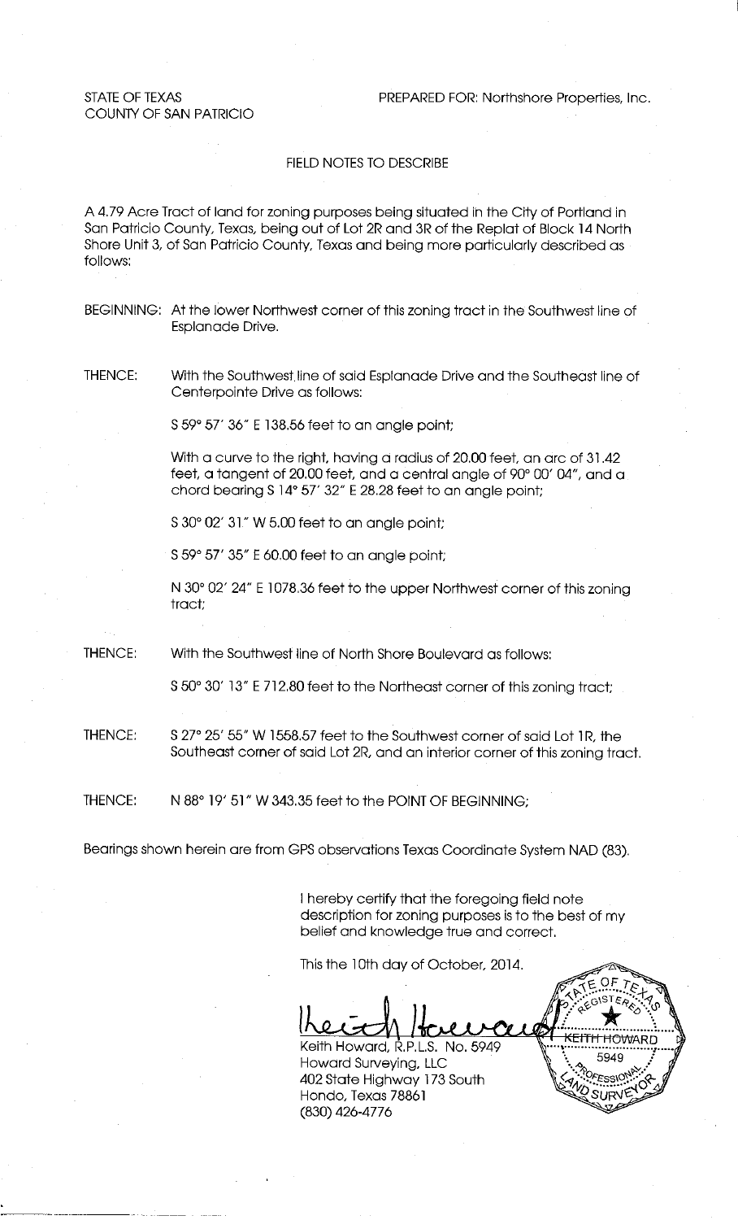STATE OF TEXAS
COUNTY OF SAN PATRICIO

PREPARED FOR: Northshore Properties, Inc.

FIELD NOTES TO DESCRIBE

A 4.79 Acre Tract of land for zoning purposes being situated in the City of Portland in San Patricio County, Texas, being out of Lot 2R and 3R of the Replat of Block 14 North Shore Unit 3, of San Patricio County, Texas and being more particularly described as follows:

BEGINNING: At the lower Northwest corner of this zoning tract in the Southwest line of Esplanade Drive.

THENCE: With the Southwest line of said Esplanade Drive and the Southeast line of Centerpointe Drive as follows:

S 59° 57' 36" E 138.56 feet to an angle point;

With a curve to the right, having a radius of 20.00 feet, an arc of 31.42 feet, a tangent of 20.00 feet, and a central angle of 90° 00' 04", and a chord bearing S 14° 57' 32" E 28.28 feet to an angle point;

S 30° 02' 31" W 5.00 feet to an angle point;

S 59° 57' 35" E 60.00 feet to an angle point;

N 30° 02' 24" E 1078.36 feet to the upper Northwest corner of this zoning tract;

THENCE: With the Southwest line of North Shore Boulevard as follows:

S 50° 30' 13" E 712.80 feet to the Northeast corner of this zoning tract;

THENCE: S 27° 25' 55" W 1558.57 feet to the Southwest corner of said Lot 1R, the Southeast corner of said Lot 2R, and an interior corner of this zoning tract.

THENCE: N 88° 19' 51" W 343.35 feet to the POINT OF BEGINNING;

Bearings shown herein are from GPS observations Texas Coordinate System NAD (83).

I hereby certify that the foregoing field note description for zoning purposes is to the best of my belief and knowledge true and correct.

This the 10th day of October, 2014.

Keith Howard, R.P.L.S. No. 5949
Howard Surveying, LLC
402 State Highway 173 South
Hondo, Texas 78861
(830) 426-4776

STATE OF TEXAS
REGISTERED
KEITH HOWARD
5949
PROFESSIONAL LAND SURVEYOR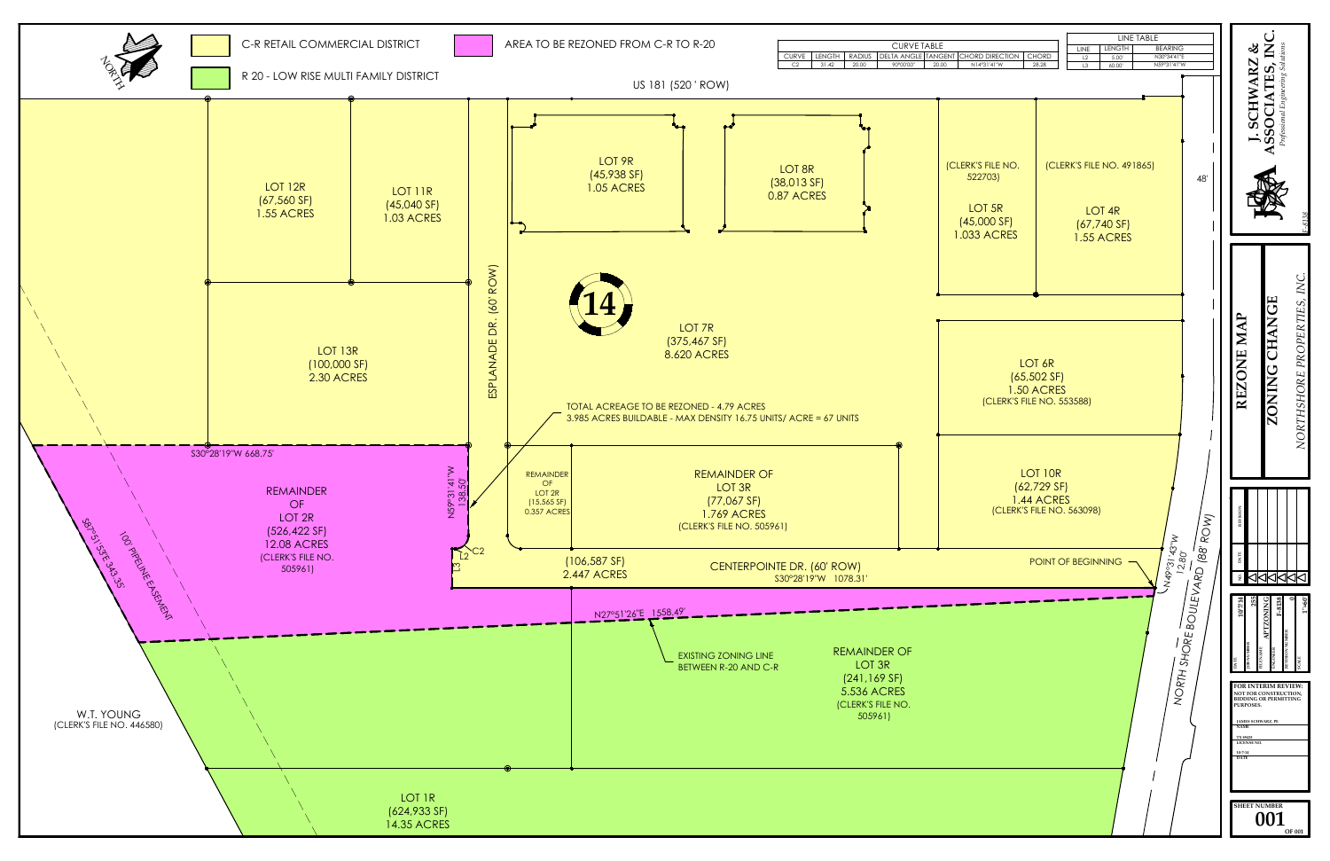NORTH

C-R RETAIL COMMERCIAL DISTRICT

R 20 - LOW RISE MULTI FAMILY DISTRICT

AREA TO BE REZONED FROM C-R TO R-20

| CURVE TABLE | | | | | | |
|---|---|---|---|---|---|---|
| CURVE | LENGTH | RADIUS | DELTA ANGLE | TANGENT | CHORD DIRECTION | CHORD |
| C2 | 31.42 | 20.00 | 90°00'00" | 20.00 | N14°31'41"W | 28.28 |

| LINE TABLE | | |
|---|---|---|
| LINE | LENGTH | BEARING |
| L2 | 5.00' | N30°34'41"E |
| L3 | 60.00' | N59°31'41"W |

US 181 (520 ' ROW)

LOT 12R
(67,560 SF)
1.55 ACRES

LOT 11R
(45,040 SF)
1.03 ACRES

LOT 9R
(45,938 SF)
1.05 ACRES

LOT 8R
(38,013 SF)
0.87 ACRES

(CLERK'S FILE NO. 522703)

LOT 5R
(45,000 SF)
1.033 ACRES

(CLERK'S FILE NO. 491865)

LOT 4R
(67,740 SF)
1.55 ACRES

48'

ESPLANADE DR. (60' ROW)

14

LOT 7R
(375,467 SF)
8.620 ACRES

LOT 13R
(100,000 SF)
2.30 ACRES

LOT 6R
(65,502 SF)
1.50 ACRES
(CLERK'S FILE NO. 553588)

TOTAL ACREAGE TO BE REZONED - 4.79 ACRES
3.985 ACRES BUILDABLE - MAX DENSITY 16.75 UNITS/ ACRE = 67 UNITS

S30°28'19"W 668.75'

REMAINDER OF LOT 2R
(526,422 SF)
12.08 ACRES
(CLERK'S FILE NO. 505961)

N59°31'41"W 138.50'

REMAINDER OF LOT 2R
(15,565 SF)
0.357 ACRES

REMAINDER OF LOT 3R
(77,067 SF)
1.769 ACRES
(CLERK'S FILE NO. 505961)

LOT 10R
(62,729 SF)
1.44 ACRES
(CLERK'S FILE NO. 563098)

S87°51'53"E 343.35'

100' PIPELINE EASEMENT

L2 C2 L3

(106,587 SF)
2.447 ACRES

CENTERPOINTE DR. (60' ROW)
S30°28'19"W 1078.31'

POINT OF BEGINNING

N49°31'43"W 12.80'

NORTH SHORE BOULEVARD (88' ROW)

N27°51'26"E 1558.49'

EXISTING ZONING LINE BETWEEN R-20 AND C-R

REMAINDER OF LOT 3R
(241,169 SF)
5.536 ACRES
(CLERK'S FILE NO. 505961)

W.T. YOUNG
(CLERK'S FILE NO. 446580)

LOT 1R
(624,933 SF)
14.35 ACRES

**J. SCHWARZ & ASSOCIATES, INC.**
*Professional Engineering Solutions*
F-8335

**REZONE MAP**
**ZONING CHANGE**
*NORTHSHORE PROPERTIES, INC.*

| | |
|---|---|
| DATE | 10/7/14 |
| JOB NUMBER | 255 |
| FILE NAME | APTZONING |
| ENGINEER | F-8335 |
| REVISION NUMBER | 0 |
| SCALE | 1"=60' |

**FOR INTERIM REVIEW: NOT FOR CONSTRUCTION, BIDDING OR PERMITTING PURPOSES.**

JAMES SCHWARZ, PE
NAME
TX 89423
LICENSE NO.
10/7/14
DATE

SHEET NUMBER
**001**
OF 001